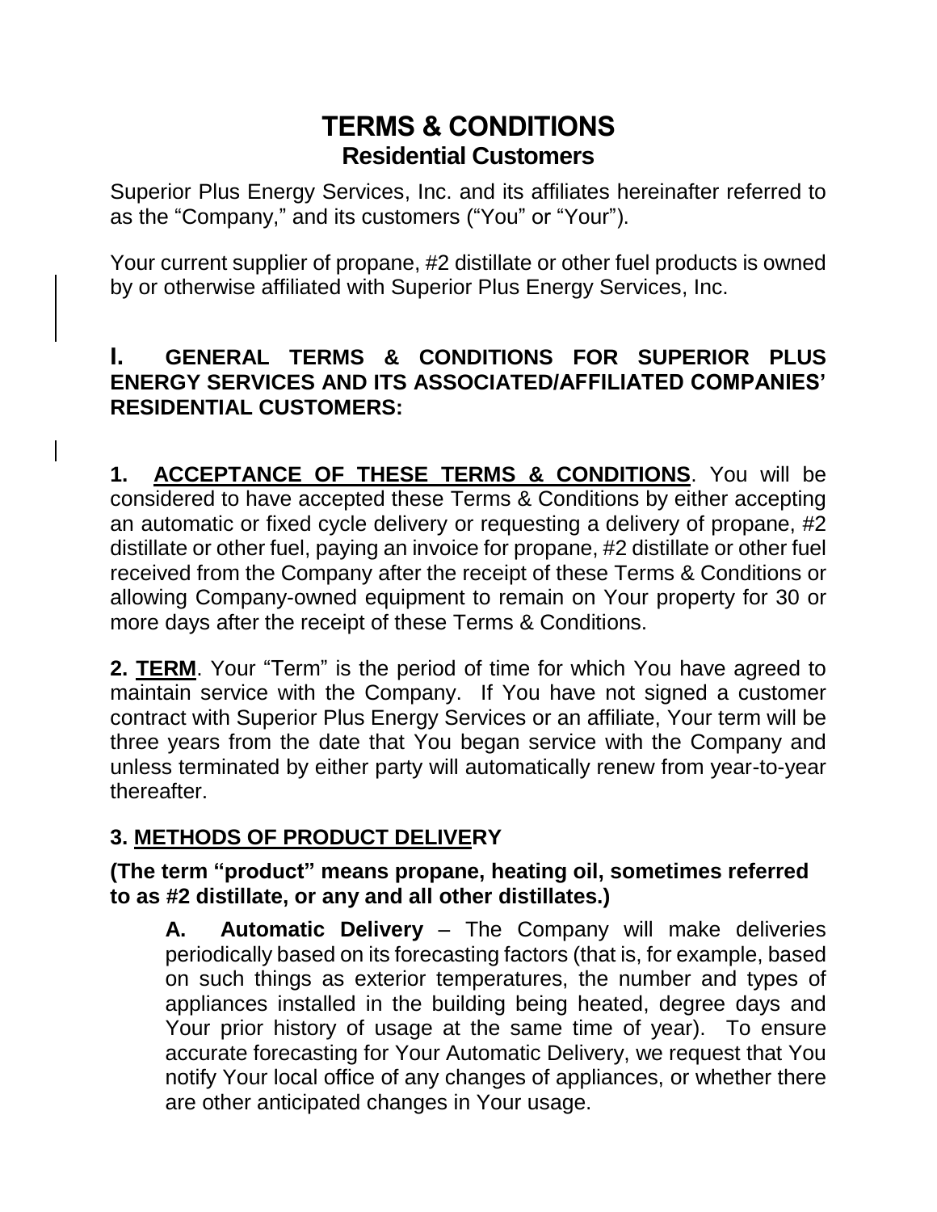# TERMS & CONDITIONS

## Residential Customers

Superior Plus Energy Services, Inc. and its affiliates hereinafter referred to as the "Company," and its customers ("You" or "Your").

Your current supplier of propane, #2 distillate or other fuel products is owned by or otherwise affiliated with Superior Plus Energy Services, Inc.

### I. GENERAL TERMS & CONDITIONS FOR SUPERIOR PLUS ENERGY SERVICES AND ITS ASSOCIATED/AFFILIATED COMPANIES' RESIDENTIAL CUSTOMERS:

**1. ACCEPTANCE OF THESE TERMS & CONDITIONS**. You will be considered to have accepted these Terms & Conditions by either accepting an automatic or fixed cycle delivery or requesting a delivery of propane, #2 distillate or other fuel, paying an invoice for propane, #2 distillate or other fuel received from the Company after the receipt of these Terms & Conditions or allowing Company-owned equipment to remain on Your property for 30 or more days after the receipt of these Terms & Conditions.

**2. TERM**. Your "Term" is the period of time for which You have agreed to maintain service with the Company. If You have not signed a customer contract with Superior Plus Energy Services or an affiliate, Your term will be three years from the date that You began service with the Company and unless terminated by either party will automatically renew from year-to-year thereafter.

**3. METHODS OF PRODUCT DELIVERY**

**(The term "product" means propane, heating oil, sometimes referred to as #2 distillate, or any and all other distillates.)**

> **A. Automatic Delivery** – The Company will make deliveries periodically based on its forecasting factors (that is, for example, based on such things as exterior temperatures, the number and types of appliances installed in the building being heated, degree days and Your prior history of usage at the same time of year). To ensure accurate forecasting for Your Automatic Delivery, we request that You notify Your local office of any changes of appliances, or whether there are other anticipated changes in Your usage.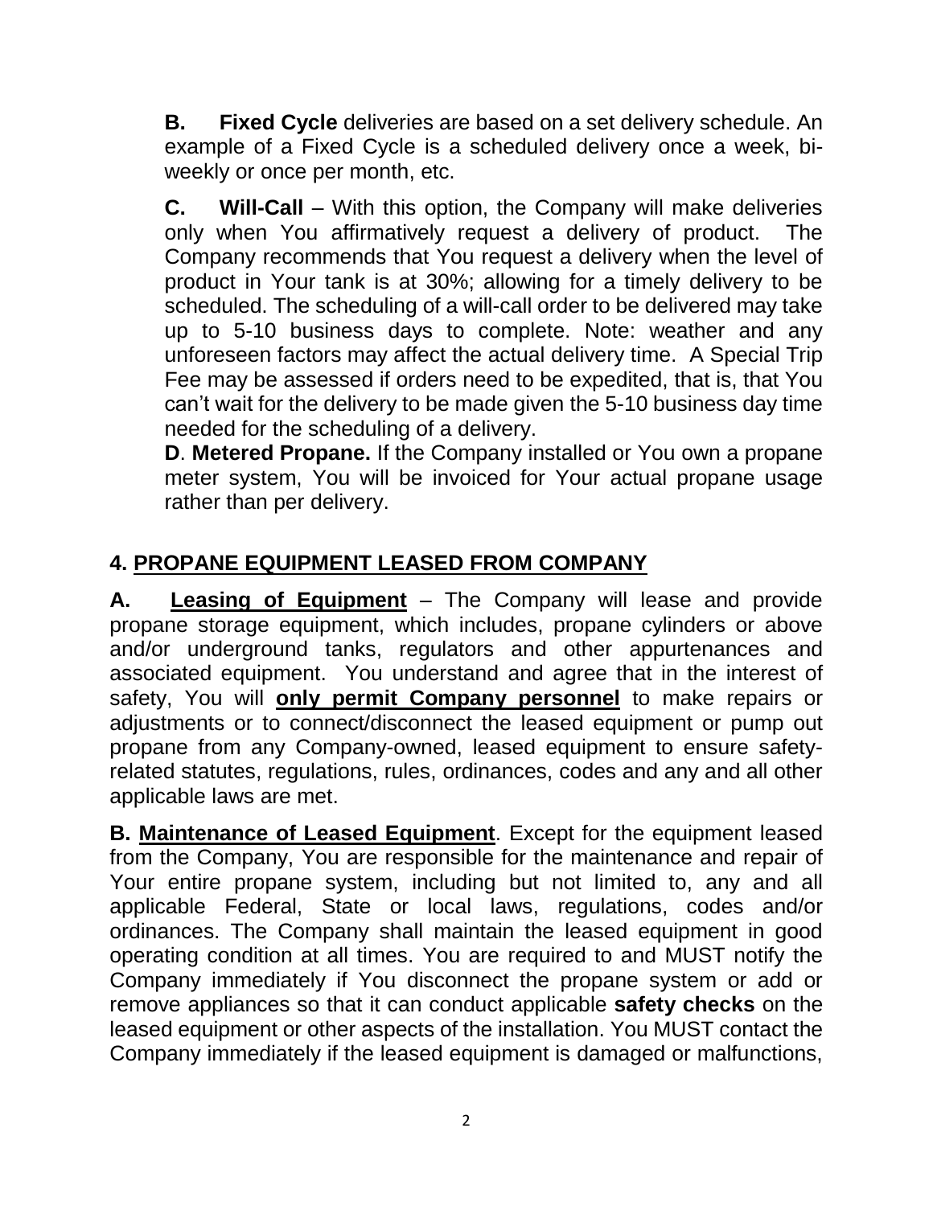**B.** **Fixed Cycle** deliveries are based on a set delivery schedule. An example of a Fixed Cycle is a scheduled delivery once a week, bi-weekly or once per month, etc.

**C.** **Will-Call** – With this option, the Company will make deliveries only when You affirmatively request a delivery of product. The Company recommends that You request a delivery when the level of product in Your tank is at 30%; allowing for a timely delivery to be scheduled. The scheduling of a will-call order to be delivered may take up to 5-10 business days to complete. Note: weather and any unforeseen factors may affect the actual delivery time. A Special Trip Fee may be assessed if orders need to be expedited, that is, that You can't wait for the delivery to be made given the 5-10 business day time needed for the scheduling of a delivery.

**D**. **Metered Propane.** If the Company installed or You own a propane meter system, You will be invoiced for Your actual propane usage rather than per delivery.

## 4. PROPANE EQUIPMENT LEASED FROM COMPANY

**A.** **Leasing of Equipment** – The Company will lease and provide propane storage equipment, which includes, propane cylinders or above and/or underground tanks, regulators and other appurtenances and associated equipment. You understand and agree that in the interest of safety, You will **only permit Company personnel** to make repairs or adjustments or to connect/disconnect the leased equipment or pump out propane from any Company-owned, leased equipment to ensure safety-related statutes, regulations, rules, ordinances, codes and any and all other applicable laws are met.

**B.** **Maintenance of Leased Equipment**. Except for the equipment leased from the Company, You are responsible for the maintenance and repair of Your entire propane system, including but not limited to, any and all applicable Federal, State or local laws, regulations, codes and/or ordinances. The Company shall maintain the leased equipment in good operating condition at all times. You are required to and MUST notify the Company immediately if You disconnect the propane system or add or remove appliances so that it can conduct applicable **safety checks** on the leased equipment or other aspects of the installation. You MUST contact the Company immediately if the leased equipment is damaged or malfunctions,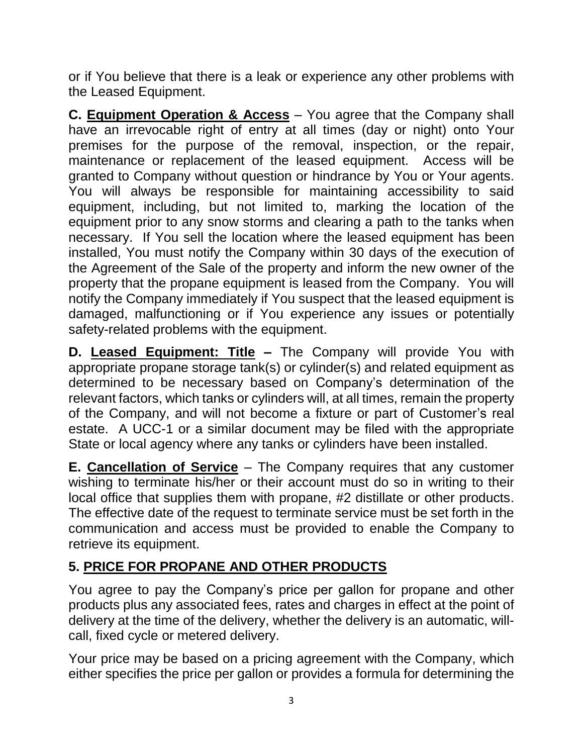or if You believe that there is a leak or experience any other problems with the Leased Equipment.

**C. <u>Equipment Operation & Access</u>** – You agree that the Company shall have an irrevocable right of entry at all times (day or night) onto Your premises for the purpose of the removal, inspection, or the repair, maintenance or replacement of the leased equipment. Access will be granted to Company without question or hindrance by You or Your agents. You will always be responsible for maintaining accessibility to said equipment, including, but not limited to, marking the location of the equipment prior to any snow storms and clearing a path to the tanks when necessary. If You sell the location where the leased equipment has been installed, You must notify the Company within 30 days of the execution of the Agreement of the Sale of the property and inform the new owner of the property that the propane equipment is leased from the Company. You will notify the Company immediately if You suspect that the leased equipment is damaged, malfunctioning or if You experience any issues or potentially safety-related problems with the equipment.

**D. <u>Leased Equipment: Title</u> –** The Company will provide You with appropriate propane storage tank(s) or cylinder(s) and related equipment as determined to be necessary based on Company's determination of the relevant factors, which tanks or cylinders will, at all times, remain the property of the Company, and will not become a fixture or part of Customer's real estate. A UCC-1 or a similar document may be filed with the appropriate State or local agency where any tanks or cylinders have been installed.

**E. <u>Cancellation of Service</u>** – The Company requires that any customer wishing to terminate his/her or their account must do so in writing to their local office that supplies them with propane, #2 distillate or other products. The effective date of the request to terminate service must be set forth in the communication and access must be provided to enable the Company to retrieve its equipment.

## 5. <u>PRICE FOR PROPANE AND OTHER PRODUCTS</u>

You agree to pay the Company's price per gallon for propane and other products plus any associated fees, rates and charges in effect at the point of delivery at the time of the delivery, whether the delivery is an automatic, will-call, fixed cycle or metered delivery.

Your price may be based on a pricing agreement with the Company, which either specifies the price per gallon or provides a formula for determining the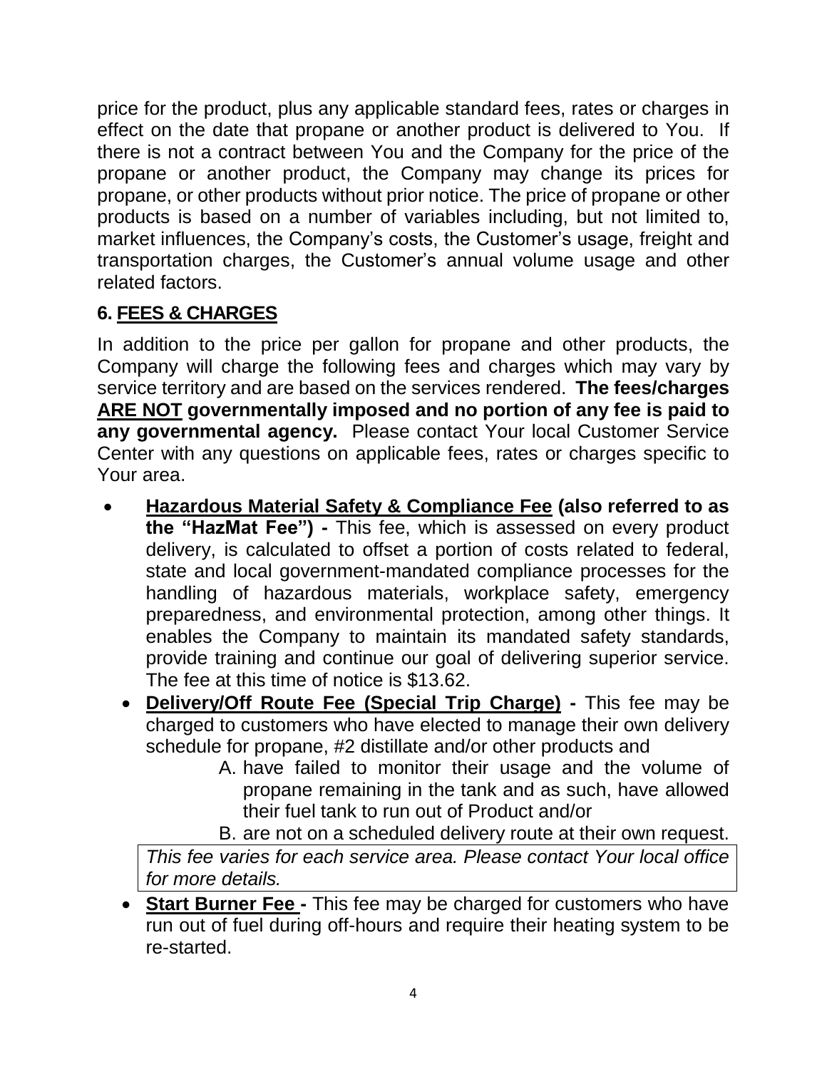price for the product, plus any applicable standard fees, rates or charges in effect on the date that propane or another product is delivered to You. If there is not a contract between You and the Company for the price of the propane or another product, the Company may change its prices for propane, or other products without prior notice. The price of propane or other products is based on a number of variables including, but not limited to, market influences, the Company's costs, the Customer's usage, freight and transportation charges, the Customer's annual volume usage and other related factors.

## 6. FEES & CHARGES

In addition to the price per gallon for propane and other products, the Company will charge the following fees and charges which may vary by service territory and are based on the services rendered. **The fees/charges ARE NOT governmentally imposed and no portion of any fee is paid to any governmental agency.** Please contact Your local Customer Service Center with any questions on applicable fees, rates or charges specific to Your area.

- **Hazardous Material Safety & Compliance Fee (also referred to as the "HazMat Fee") -** This fee, which is assessed on every product delivery, is calculated to offset a portion of costs related to federal, state and local government-mandated compliance processes for the handling of hazardous materials, workplace safety, emergency preparedness, and environmental protection, among other things. It enables the Company to maintain its mandated safety standards, provide training and continue our goal of delivering superior service. The fee at this time of notice is $13.62.
- **Delivery/Off Route Fee (Special Trip Charge) -** This fee may be charged to customers who have elected to manage their own delivery schedule for propane, #2 distillate and/or other products and
  A. have failed to monitor their usage and the volume of propane remaining in the tank and as such, have allowed their fuel tank to run out of Product and/or
  B. are not on a scheduled delivery route at their own request.

  *This fee varies for each service area. Please contact Your local office for more details.*
- **Start Burner Fee -** This fee may be charged for customers who have run out of fuel during off-hours and require their heating system to be re-started.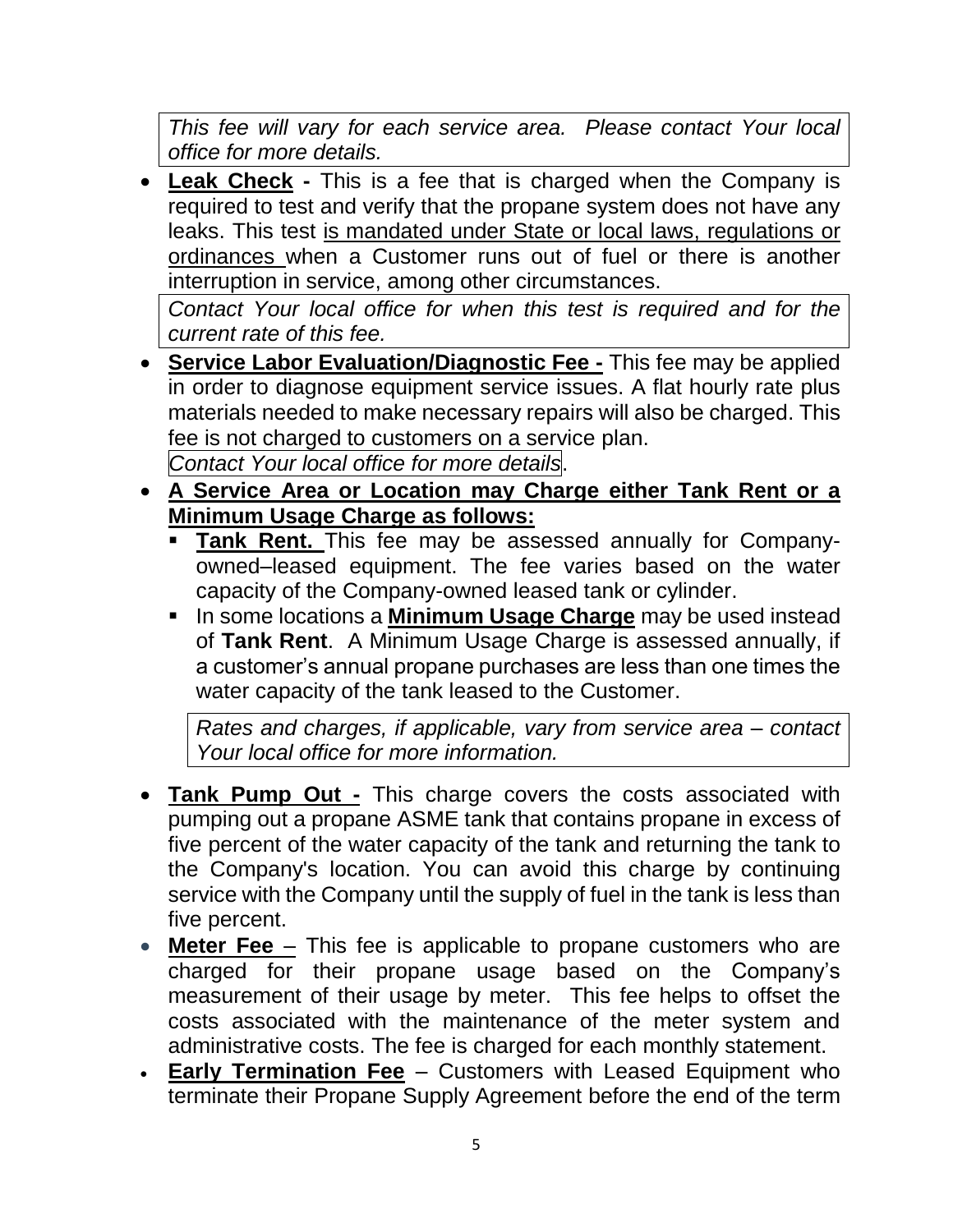*This fee will vary for each service area. Please contact Your local office for more details.*

- **Leak Check -** This is a fee that is charged when the Company is required to test and verify that the propane system does not have any leaks. This test is mandated under State or local laws, regulations or ordinances when a Customer runs out of fuel or there is another interruption in service, among other circumstances.

  *Contact Your local office for when this test is required and for the current rate of this fee.*

- **Service Labor Evaluation/Diagnostic Fee -** This fee may be applied in order to diagnose equipment service issues. A flat hourly rate plus materials needed to make necessary repairs will also be charged. This fee is not charged to customers on a service plan.

  *Contact Your local office for more details*.

- **A Service Area or Location may Charge either Tank Rent or a Minimum Usage Charge as follows:**
  - **Tank Rent.** This fee may be assessed annually for Company-owned–leased equipment. The fee varies based on the water capacity of the Company-owned leased tank or cylinder.
  - In some locations a **Minimum Usage Charge** may be used instead of **Tank Rent**. A Minimum Usage Charge is assessed annually, if a customer's annual propane purchases are less than one times the water capacity of the tank leased to the Customer.

  *Rates and charges, if applicable, vary from service area – contact Your local office for more information.*

- **Tank Pump Out -** This charge covers the costs associated with pumping out a propane ASME tank that contains propane in excess of five percent of the water capacity of the tank and returning the tank to the Company's location. You can avoid this charge by continuing service with the Company until the supply of fuel in the tank is less than five percent.
- **Meter Fee** – This fee is applicable to propane customers who are charged for their propane usage based on the Company's measurement of their usage by meter. This fee helps to offset the costs associated with the maintenance of the meter system and administrative costs. The fee is charged for each monthly statement.
- **Early Termination Fee** – Customers with Leased Equipment who terminate their Propane Supply Agreement before the end of the term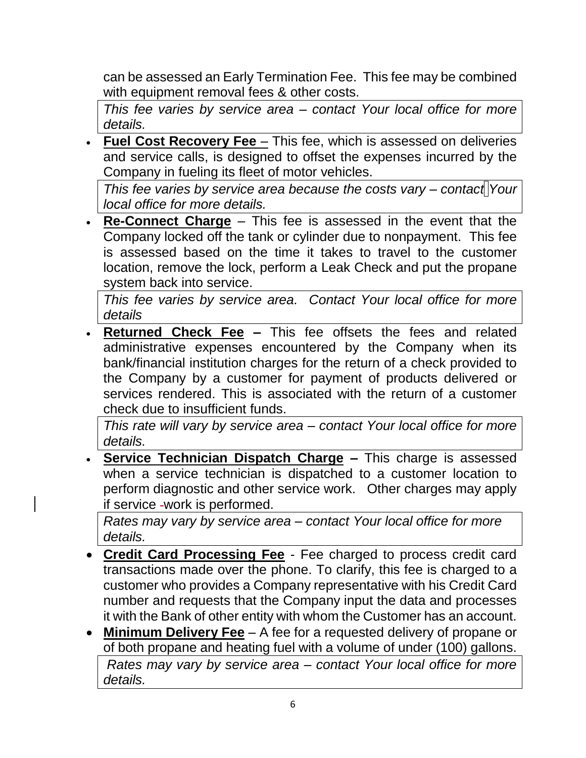can be assessed an Early Termination Fee. This fee may be combined with equipment removal fees & other costs.

*This fee varies by service area – contact Your local office for more details.*

- **Fuel Cost Recovery Fee** – This fee, which is assessed on deliveries and service calls, is designed to offset the expenses incurred by the Company in fueling its fleet of motor vehicles.

  *This fee varies by service area because the costs vary – contact Your local office for more details.*

- **Re-Connect Charge** – This fee is assessed in the event that the Company locked off the tank or cylinder due to nonpayment. This fee is assessed based on the time it takes to travel to the customer location, remove the lock, perform a Leak Check and put the propane system back into service.

  *This fee varies by service area. Contact Your local office for more details*

- **Returned Check Fee –** This fee offsets the fees and related administrative expenses encountered by the Company when its bank/financial institution charges for the return of a check provided to the Company by a customer for payment of products delivered or services rendered. This is associated with the return of a customer check due to insufficient funds.

  *This rate will vary by service area – contact Your local office for more details.*

- **Service Technician Dispatch Charge –** This charge is assessed when a service technician is dispatched to a customer location to perform diagnostic and other service work. Other charges may apply if service work is performed.

  *Rates may vary by service area – contact Your local office for more details.*

- **Credit Card Processing Fee** - Fee charged to process credit card transactions made over the phone. To clarify, this fee is charged to a customer who provides a Company representative with his Credit Card number and requests that the Company input the data and processes it with the Bank of other entity with whom the Customer has an account.
- **Minimum Delivery Fee** – A fee for a requested delivery of propane or of both propane and heating fuel with a volume of under (100) gallons.

  *Rates may vary by service area – contact Your local office for more details.*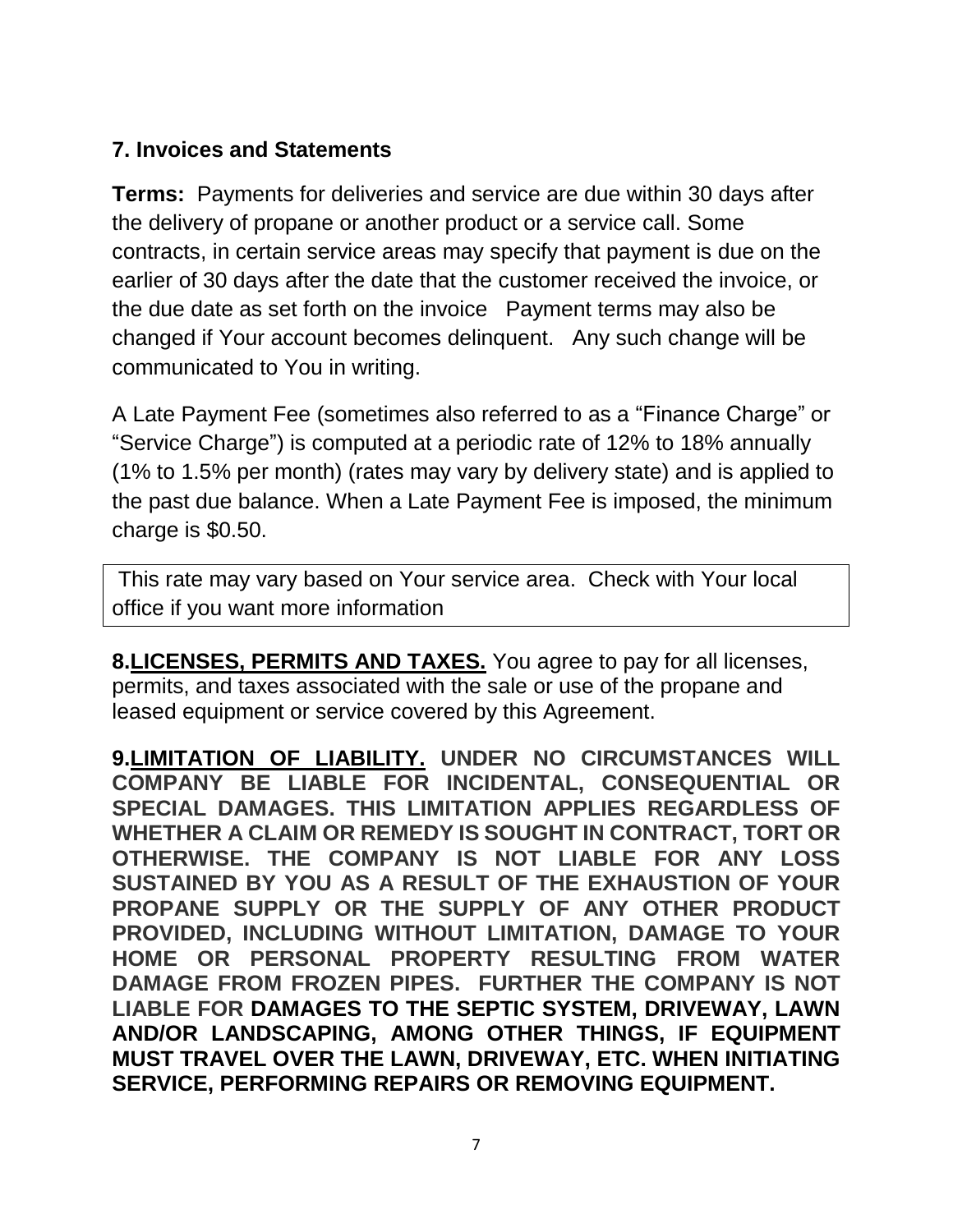## 7. Invoices and Statements

**Terms:** Payments for deliveries and service are due within 30 days after the delivery of propane or another product or a service call. Some contracts, in certain service areas may specify that payment is due on the earlier of 30 days after the date that the customer received the invoice, or the due date as set forth on the invoice Payment terms may also be changed if Your account becomes delinquent. Any such change will be communicated to You in writing.

A Late Payment Fee (sometimes also referred to as a "Finance Charge" or "Service Charge") is computed at a periodic rate of 12% to 18% annually (1% to 1.5% per month) (rates may vary by delivery state) and is applied to the past due balance. When a Late Payment Fee is imposed, the minimum charge is $0.50.

This rate may vary based on Your service area. Check with Your local office if you want more information

**8.LICENSES, PERMITS AND TAXES.** You agree to pay for all licenses, permits, and taxes associated with the sale or use of the propane and leased equipment or service covered by this Agreement.

**9.LIMITATION OF LIABILITY. UNDER NO CIRCUMSTANCES WILL COMPANY BE LIABLE FOR INCIDENTAL, CONSEQUENTIAL OR SPECIAL DAMAGES. THIS LIMITATION APPLIES REGARDLESS OF WHETHER A CLAIM OR REMEDY IS SOUGHT IN CONTRACT, TORT OR OTHERWISE. THE COMPANY IS NOT LIABLE FOR ANY LOSS SUSTAINED BY YOU AS A RESULT OF THE EXHAUSTION OF YOUR PROPANE SUPPLY OR THE SUPPLY OF ANY OTHER PRODUCT PROVIDED, INCLUDING WITHOUT LIMITATION, DAMAGE TO YOUR HOME OR PERSONAL PROPERTY RESULTING FROM WATER DAMAGE FROM FROZEN PIPES. FURTHER THE COMPANY IS NOT LIABLE FOR DAMAGES TO THE SEPTIC SYSTEM, DRIVEWAY, LAWN AND/OR LANDSCAPING, AMONG OTHER THINGS, IF EQUIPMENT MUST TRAVEL OVER THE LAWN, DRIVEWAY, ETC. WHEN INITIATING SERVICE, PERFORMING REPAIRS OR REMOVING EQUIPMENT.**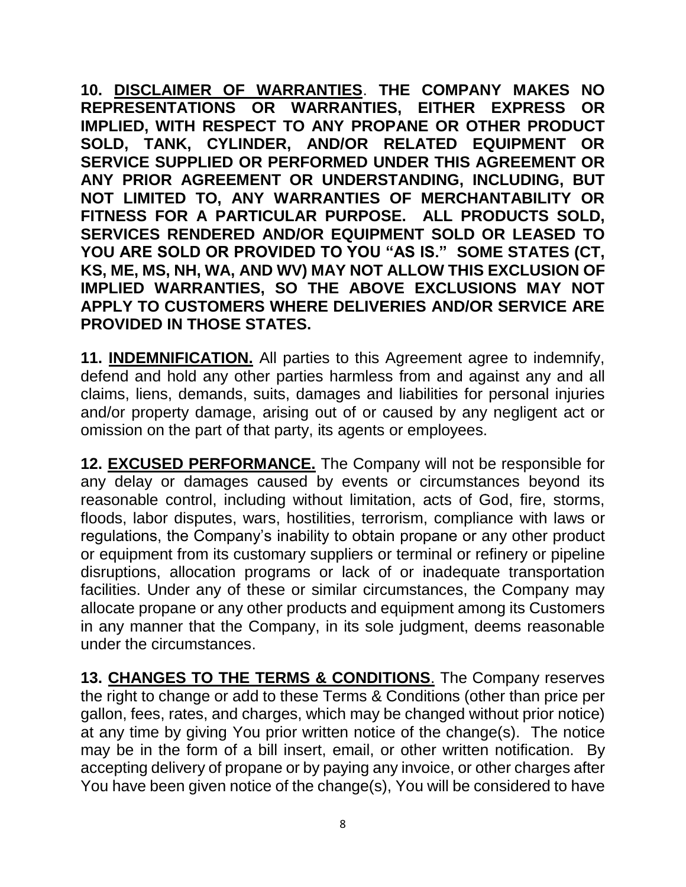**10. <u>DISCLAIMER OF WARRANTIES</u>. THE COMPANY MAKES NO REPRESENTATIONS OR WARRANTIES, EITHER EXPRESS OR IMPLIED, WITH RESPECT TO ANY PROPANE OR OTHER PRODUCT SOLD, TANK, CYLINDER, AND/OR RELATED EQUIPMENT OR SERVICE SUPPLIED OR PERFORMED UNDER THIS AGREEMENT OR ANY PRIOR AGREEMENT OR UNDERSTANDING, INCLUDING, BUT NOT LIMITED TO, ANY WARRANTIES OF MERCHANTABILITY OR FITNESS FOR A PARTICULAR PURPOSE. ALL PRODUCTS SOLD, SERVICES RENDERED AND/OR EQUIPMENT SOLD OR LEASED TO YOU ARE SOLD OR PROVIDED TO YOU "AS IS." SOME STATES (CT, KS, ME, MS, NH, WA, AND WV) MAY NOT ALLOW THIS EXCLUSION OF IMPLIED WARRANTIES, SO THE ABOVE EXCLUSIONS MAY NOT APPLY TO CUSTOMERS WHERE DELIVERIES AND/OR SERVICE ARE PROVIDED IN THOSE STATES.**

**11. <u>INDEMNIFICATION.</u>** All parties to this Agreement agree to indemnify, defend and hold any other parties harmless from and against any and all claims, liens, demands, suits, damages and liabilities for personal injuries and/or property damage, arising out of or caused by any negligent act or omission on the part of that party, its agents or employees.

**12. <u>EXCUSED PERFORMANCE.</u>** The Company will not be responsible for any delay or damages caused by events or circumstances beyond its reasonable control, including without limitation, acts of God, fire, storms, floods, labor disputes, wars, hostilities, terrorism, compliance with laws or regulations, the Company's inability to obtain propane or any other product or equipment from its customary suppliers or terminal or refinery or pipeline disruptions, allocation programs or lack of or inadequate transportation facilities. Under any of these or similar circumstances, the Company may allocate propane or any other products and equipment among its Customers in any manner that the Company, in its sole judgment, deems reasonable under the circumstances.

**13. <u>CHANGES TO THE TERMS & CONDITIONS</u>.** The Company reserves the right to change or add to these Terms & Conditions (other than price per gallon, fees, rates, and charges, which may be changed without prior notice) at any time by giving You prior written notice of the change(s). The notice may be in the form of a bill insert, email, or other written notification. By accepting delivery of propane or by paying any invoice, or other charges after You have been given notice of the change(s), You will be considered to have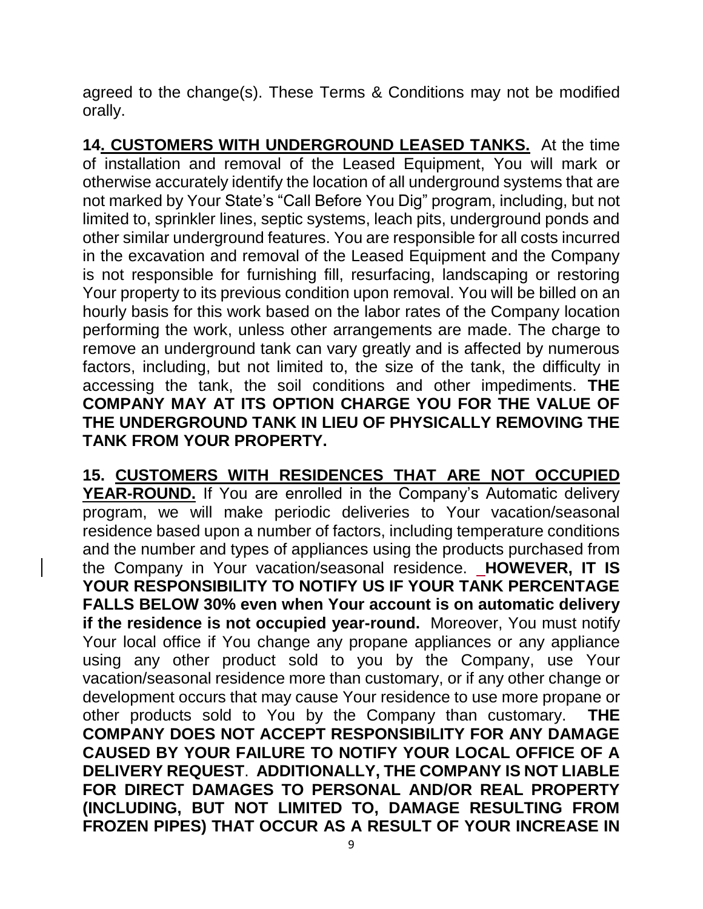agreed to the change(s). These Terms & Conditions may not be modified orally.

**14. CUSTOMERS WITH UNDERGROUND LEASED TANKS.** At the time of installation and removal of the Leased Equipment, You will mark or otherwise accurately identify the location of all underground systems that are not marked by Your State's "Call Before You Dig" program, including, but not limited to, sprinkler lines, septic systems, leach pits, underground ponds and other similar underground features. You are responsible for all costs incurred in the excavation and removal of the Leased Equipment and the Company is not responsible for furnishing fill, resurfacing, landscaping or restoring Your property to its previous condition upon removal. You will be billed on an hourly basis for this work based on the labor rates of the Company location performing the work, unless other arrangements are made. The charge to remove an underground tank can vary greatly and is affected by numerous factors, including, but not limited to, the size of the tank, the difficulty in accessing the tank, the soil conditions and other impediments. **THE COMPANY MAY AT ITS OPTION CHARGE YOU FOR THE VALUE OF THE UNDERGROUND TANK IN LIEU OF PHYSICALLY REMOVING THE TANK FROM YOUR PROPERTY.**

**15. CUSTOMERS WITH RESIDENCES THAT ARE NOT OCCUPIED YEAR-ROUND.** If You are enrolled in the Company's Automatic delivery program, we will make periodic deliveries to Your vacation/seasonal residence based upon a number of factors, including temperature conditions and the number and types of appliances using the products purchased from the Company in Your vacation/seasonal residence. **HOWEVER, IT IS YOUR RESPONSIBILITY TO NOTIFY US IF YOUR TANK PERCENTAGE FALLS BELOW 30% even when Your account is on automatic delivery if the residence is not occupied year-round.** Moreover, You must notify Your local office if You change any propane appliances or any appliance using any other product sold to you by the Company, use Your vacation/seasonal residence more than customary, or if any other change or development occurs that may cause Your residence to use more propane or other products sold to You by the Company than customary. **THE COMPANY DOES NOT ACCEPT RESPONSIBILITY FOR ANY DAMAGE CAUSED BY YOUR FAILURE TO NOTIFY YOUR LOCAL OFFICE OF A DELIVERY REQUEST**. **ADDITIONALLY, THE COMPANY IS NOT LIABLE FOR DIRECT DAMAGES TO PERSONAL AND/OR REAL PROPERTY (INCLUDING, BUT NOT LIMITED TO, DAMAGE RESULTING FROM FROZEN PIPES) THAT OCCUR AS A RESULT OF YOUR INCREASE IN**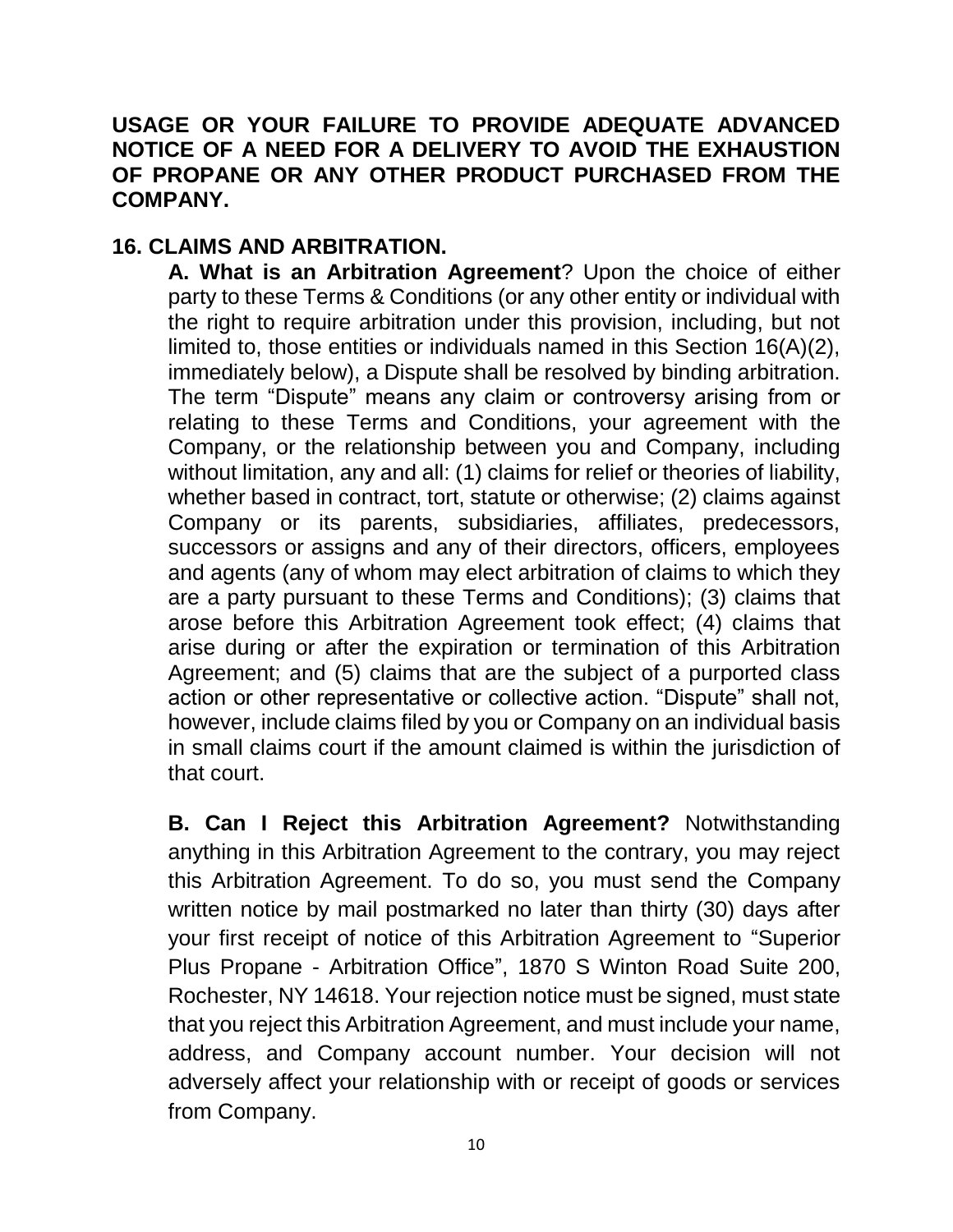**USAGE OR YOUR FAILURE TO PROVIDE ADEQUATE ADVANCED NOTICE OF A NEED FOR A DELIVERY TO AVOID THE EXHAUSTION OF PROPANE OR ANY OTHER PRODUCT PURCHASED FROM THE COMPANY.**

## 16. CLAIMS AND ARBITRATION.

**A. What is an Arbitration Agreement**? Upon the choice of either party to these Terms & Conditions (or any other entity or individual with the right to require arbitration under this provision, including, but not limited to, those entities or individuals named in this Section 16(A)(2), immediately below), a Dispute shall be resolved by binding arbitration. The term "Dispute" means any claim or controversy arising from or relating to these Terms and Conditions, your agreement with the Company, or the relationship between you and Company, including without limitation, any and all: (1) claims for relief or theories of liability, whether based in contract, tort, statute or otherwise; (2) claims against Company or its parents, subsidiaries, affiliates, predecessors, successors or assigns and any of their directors, officers, employees and agents (any of whom may elect arbitration of claims to which they are a party pursuant to these Terms and Conditions); (3) claims that arose before this Arbitration Agreement took effect; (4) claims that arise during or after the expiration or termination of this Arbitration Agreement; and (5) claims that are the subject of a purported class action or other representative or collective action. "Dispute" shall not, however, include claims filed by you or Company on an individual basis in small claims court if the amount claimed is within the jurisdiction of that court.

**B. Can I Reject this Arbitration Agreement?** Notwithstanding anything in this Arbitration Agreement to the contrary, you may reject this Arbitration Agreement. To do so, you must send the Company written notice by mail postmarked no later than thirty (30) days after your first receipt of notice of this Arbitration Agreement to "Superior Plus Propane - Arbitration Office", 1870 S Winton Road Suite 200, Rochester, NY 14618. Your rejection notice must be signed, must state that you reject this Arbitration Agreement, and must include your name, address, and Company account number. Your decision will not adversely affect your relationship with or receipt of goods or services from Company.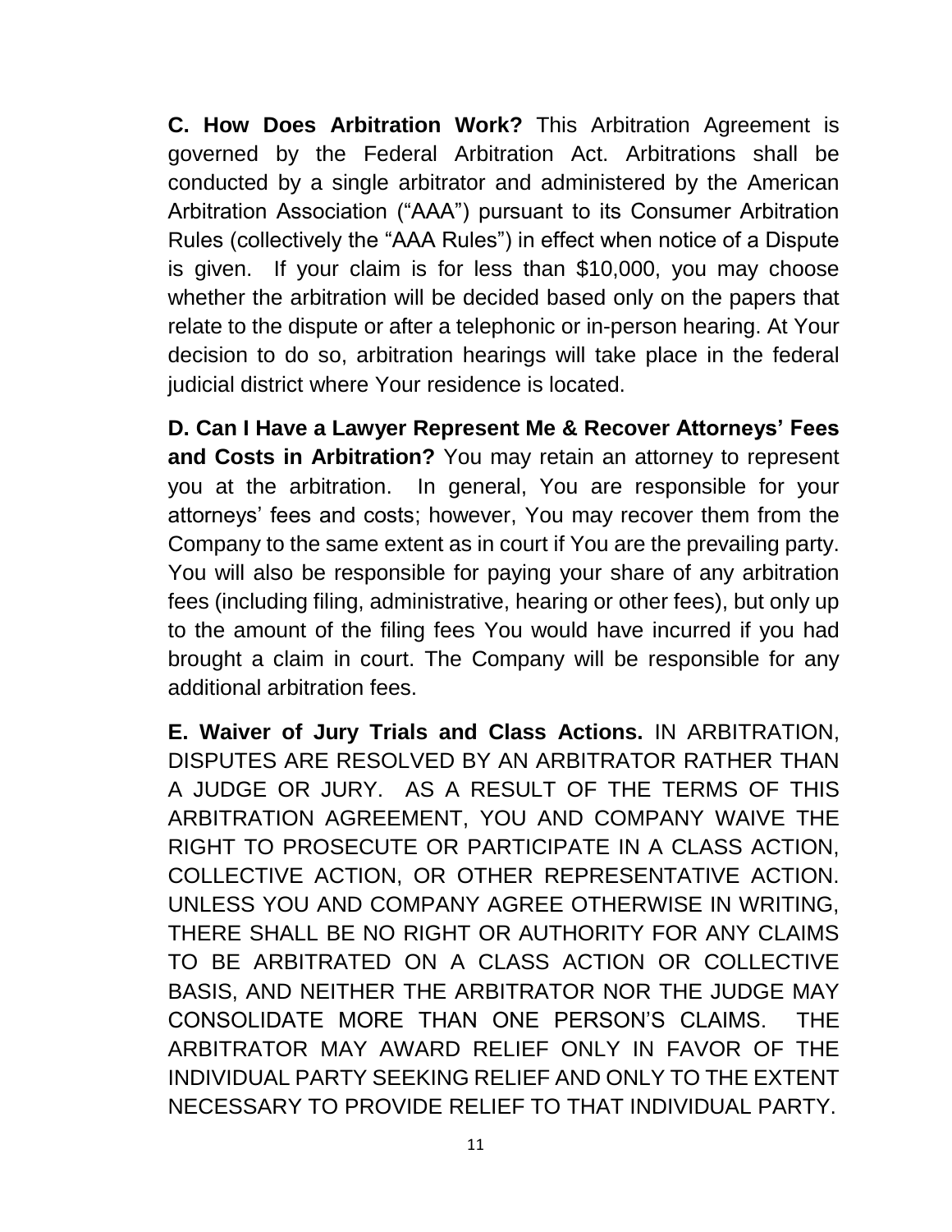**C. How Does Arbitration Work?** This Arbitration Agreement is governed by the Federal Arbitration Act. Arbitrations shall be conducted by a single arbitrator and administered by the American Arbitration Association ("AAA") pursuant to its Consumer Arbitration Rules (collectively the "AAA Rules") in effect when notice of a Dispute is given. If your claim is for less than $10,000, you may choose whether the arbitration will be decided based only on the papers that relate to the dispute or after a telephonic or in-person hearing. At Your decision to do so, arbitration hearings will take place in the federal judicial district where Your residence is located.

**D. Can I Have a Lawyer Represent Me & Recover Attorneys' Fees and Costs in Arbitration?** You may retain an attorney to represent you at the arbitration. In general, You are responsible for your attorneys' fees and costs; however, You may recover them from the Company to the same extent as in court if You are the prevailing party. You will also be responsible for paying your share of any arbitration fees (including filing, administrative, hearing or other fees), but only up to the amount of the filing fees You would have incurred if you had brought a claim in court. The Company will be responsible for any additional arbitration fees.

**E. Waiver of Jury Trials and Class Actions.** IN ARBITRATION, DISPUTES ARE RESOLVED BY AN ARBITRATOR RATHER THAN A JUDGE OR JURY. AS A RESULT OF THE TERMS OF THIS ARBITRATION AGREEMENT, YOU AND COMPANY WAIVE THE RIGHT TO PROSECUTE OR PARTICIPATE IN A CLASS ACTION, COLLECTIVE ACTION, OR OTHER REPRESENTATIVE ACTION. UNLESS YOU AND COMPANY AGREE OTHERWISE IN WRITING, THERE SHALL BE NO RIGHT OR AUTHORITY FOR ANY CLAIMS TO BE ARBITRATED ON A CLASS ACTION OR COLLECTIVE BASIS, AND NEITHER THE ARBITRATOR NOR THE JUDGE MAY CONSOLIDATE MORE THAN ONE PERSON'S CLAIMS. THE ARBITRATOR MAY AWARD RELIEF ONLY IN FAVOR OF THE INDIVIDUAL PARTY SEEKING RELIEF AND ONLY TO THE EXTENT NECESSARY TO PROVIDE RELIEF TO THAT INDIVIDUAL PARTY.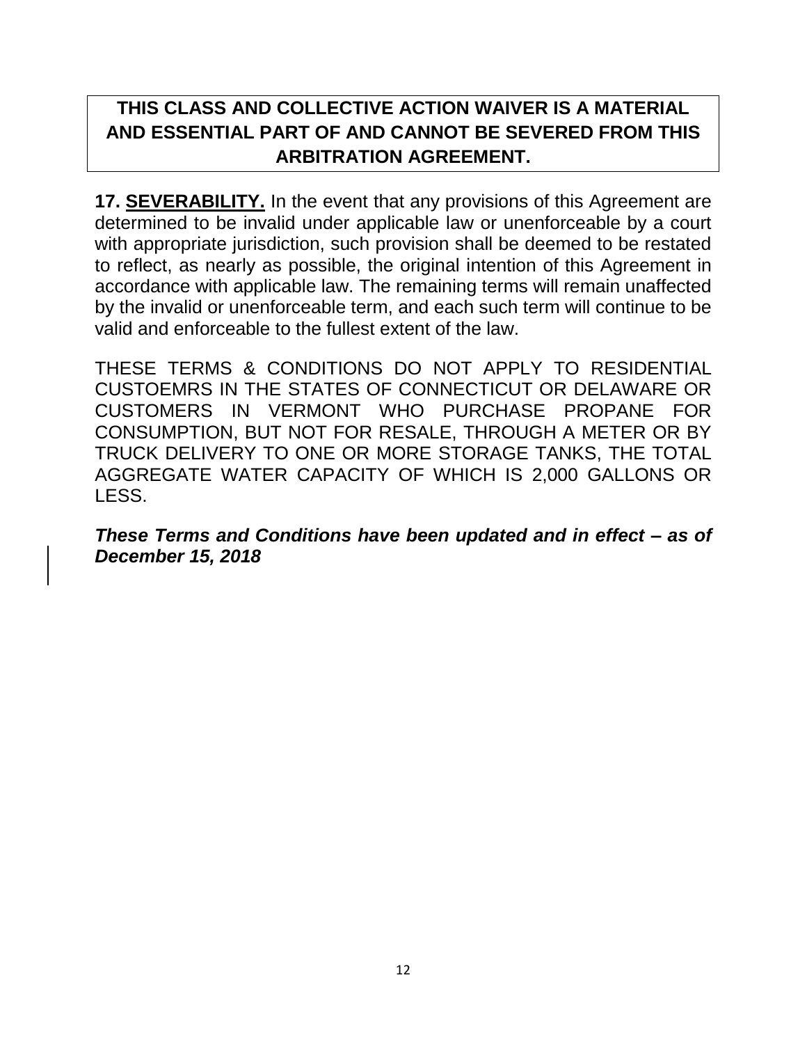**THIS CLASS AND COLLECTIVE ACTION WAIVER IS A MATERIAL AND ESSENTIAL PART OF AND CANNOT BE SEVERED FROM THIS ARBITRATION AGREEMENT.**

**17. <u>SEVERABILITY.</u>** In the event that any provisions of this Agreement are determined to be invalid under applicable law or unenforceable by a court with appropriate jurisdiction, such provision shall be deemed to be restated to reflect, as nearly as possible, the original intention of this Agreement in accordance with applicable law. The remaining terms will remain unaffected by the invalid or unenforceable term, and each such term will continue to be valid and enforceable to the fullest extent of the law.

THESE TERMS & CONDITIONS DO NOT APPLY TO RESIDENTIAL CUSTOEMRS IN THE STATES OF CONNECTICUT OR DELAWARE OR CUSTOMERS IN VERMONT WHO PURCHASE PROPANE FOR CONSUMPTION, BUT NOT FOR RESALE, THROUGH A METER OR BY TRUCK DELIVERY TO ONE OR MORE STORAGE TANKS, THE TOTAL AGGREGATE WATER CAPACITY OF WHICH IS 2,000 GALLONS OR LESS.

***These Terms and Conditions have been updated and in effect – as of December 15, 2018***